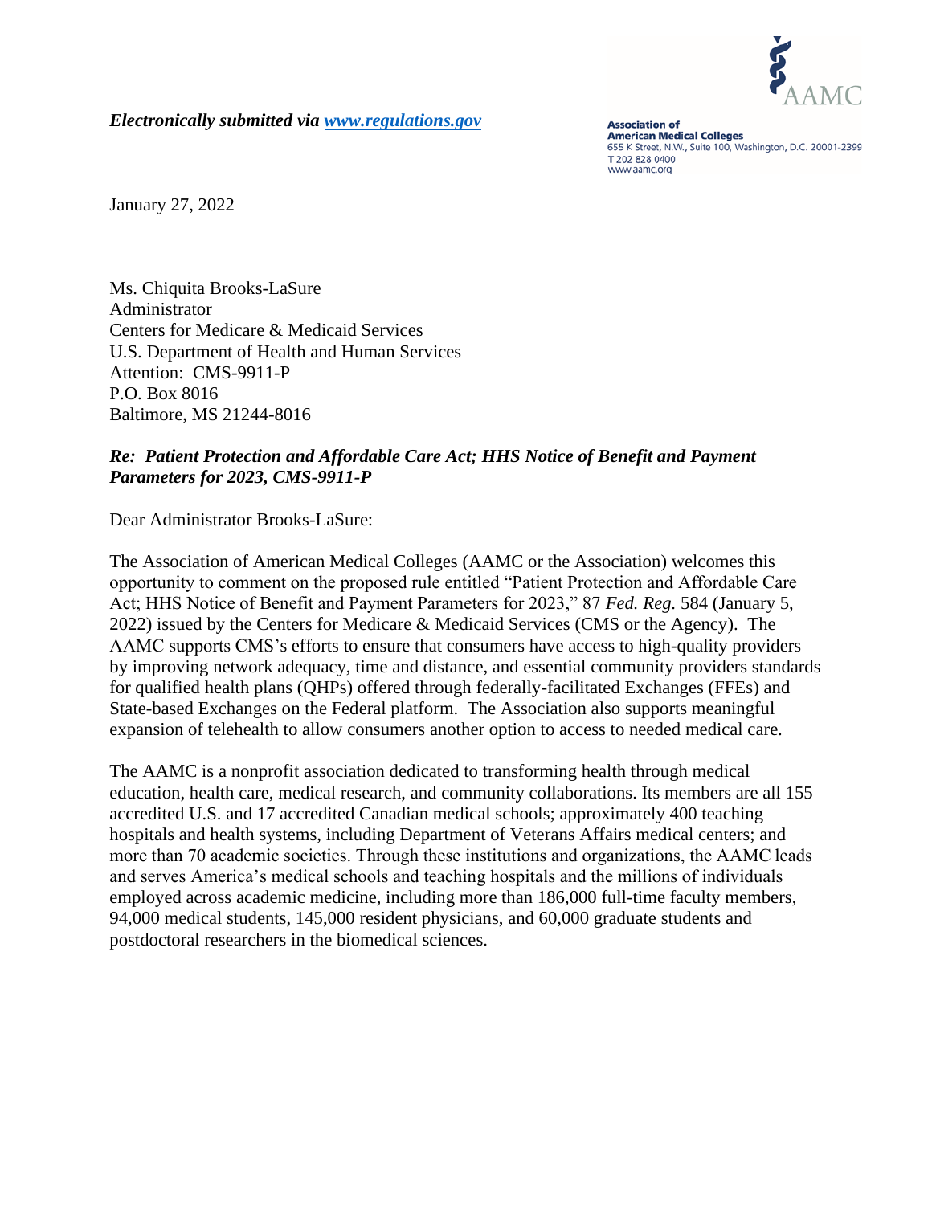*Electronically submitted via [www.regulations.gov](www.regulations.gov)*

**Association of American Medical Colleges**
655 K Street, N.W., Suite 100, Washington, D.C. 20001-2399
T 202 828 0400
www.aamc.org

January 27, 2022

Ms. Chiquita Brooks-LaSure
Administrator
Centers for Medicare & Medicaid Services
U.S. Department of Health and Human Services
Attention: CMS-9911-P
P.O. Box 8016
Baltimore, MS 21244-8016

***Re: Patient Protection and Affordable Care Act; HHS Notice of Benefit and Payment Parameters for 2023, CMS-9911-P***

Dear Administrator Brooks-LaSure:

The Association of American Medical Colleges (AAMC or the Association) welcomes this opportunity to comment on the proposed rule entitled "Patient Protection and Affordable Care Act; HHS Notice of Benefit and Payment Parameters for 2023," 87 *Fed. Reg.* 584 (January 5, 2022) issued by the Centers for Medicare & Medicaid Services (CMS or the Agency). The AAMC supports CMS's efforts to ensure that consumers have access to high-quality providers by improving network adequacy, time and distance, and essential community providers standards for qualified health plans (QHPs) offered through federally-facilitated Exchanges (FFEs) and State-based Exchanges on the Federal platform. The Association also supports meaningful expansion of telehealth to allow consumers another option to access to needed medical care.

The AAMC is a nonprofit association dedicated to transforming health through medical education, health care, medical research, and community collaborations. Its members are all 155 accredited U.S. and 17 accredited Canadian medical schools; approximately 400 teaching hospitals and health systems, including Department of Veterans Affairs medical centers; and more than 70 academic societies. Through these institutions and organizations, the AAMC leads and serves America's medical schools and teaching hospitals and the millions of individuals employed across academic medicine, including more than 186,000 full-time faculty members, 94,000 medical students, 145,000 resident physicians, and 60,000 graduate students and postdoctoral researchers in the biomedical sciences.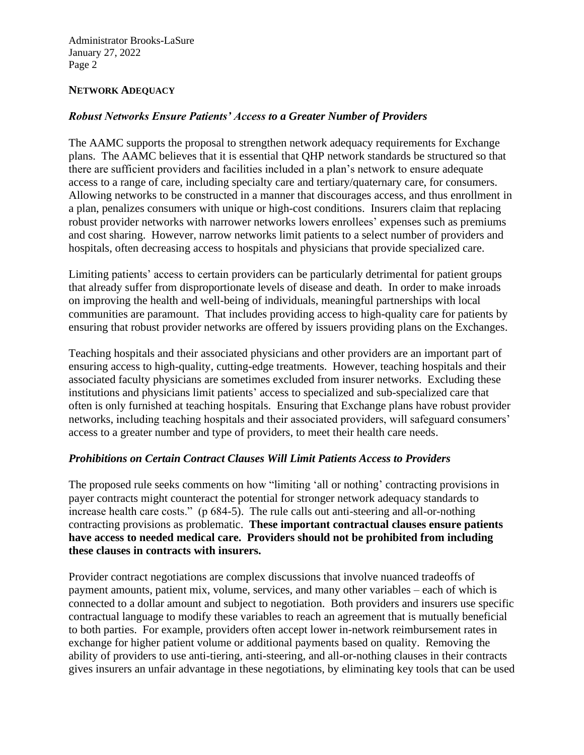## NETWORK ADEQUACY

### *Robust Networks Ensure Patients' Access to a Greater Number of Providers*

The AAMC supports the proposal to strengthen network adequacy requirements for Exchange plans. The AAMC believes that it is essential that QHP network standards be structured so that there are sufficient providers and facilities included in a plan's network to ensure adequate access to a range of care, including specialty care and tertiary/quaternary care, for consumers. Allowing networks to be constructed in a manner that discourages access, and thus enrollment in a plan, penalizes consumers with unique or high-cost conditions. Insurers claim that replacing robust provider networks with narrower networks lowers enrollees' expenses such as premiums and cost sharing. However, narrow networks limit patients to a select number of providers and hospitals, often decreasing access to hospitals and physicians that provide specialized care.

Limiting patients' access to certain providers can be particularly detrimental for patient groups that already suffer from disproportionate levels of disease and death. In order to make inroads on improving the health and well-being of individuals, meaningful partnerships with local communities are paramount. That includes providing access to high-quality care for patients by ensuring that robust provider networks are offered by issuers providing plans on the Exchanges.

Teaching hospitals and their associated physicians and other providers are an important part of ensuring access to high-quality, cutting-edge treatments. However, teaching hospitals and their associated faculty physicians are sometimes excluded from insurer networks. Excluding these institutions and physicians limit patients' access to specialized and sub-specialized care that often is only furnished at teaching hospitals. Ensuring that Exchange plans have robust provider networks, including teaching hospitals and their associated providers, will safeguard consumers' access to a greater number and type of providers, to meet their health care needs.

### *Prohibitions on Certain Contract Clauses Will Limit Patients Access to Providers*

The proposed rule seeks comments on how "limiting 'all or nothing' contracting provisions in payer contracts might counteract the potential for stronger network adequacy standards to increase health care costs." (p 684-5). The rule calls out anti-steering and all-or-nothing contracting provisions as problematic. **These important contractual clauses ensure patients have access to needed medical care. Providers should not be prohibited from including these clauses in contracts with insurers.**

Provider contract negotiations are complex discussions that involve nuanced tradeoffs of payment amounts, patient mix, volume, services, and many other variables – each of which is connected to a dollar amount and subject to negotiation. Both providers and insurers use specific contractual language to modify these variables to reach an agreement that is mutually beneficial to both parties. For example, providers often accept lower in-network reimbursement rates in exchange for higher patient volume or additional payments based on quality. Removing the ability of providers to use anti-tiering, anti-steering, and all-or-nothing clauses in their contracts gives insurers an unfair advantage in these negotiations, by eliminating key tools that can be used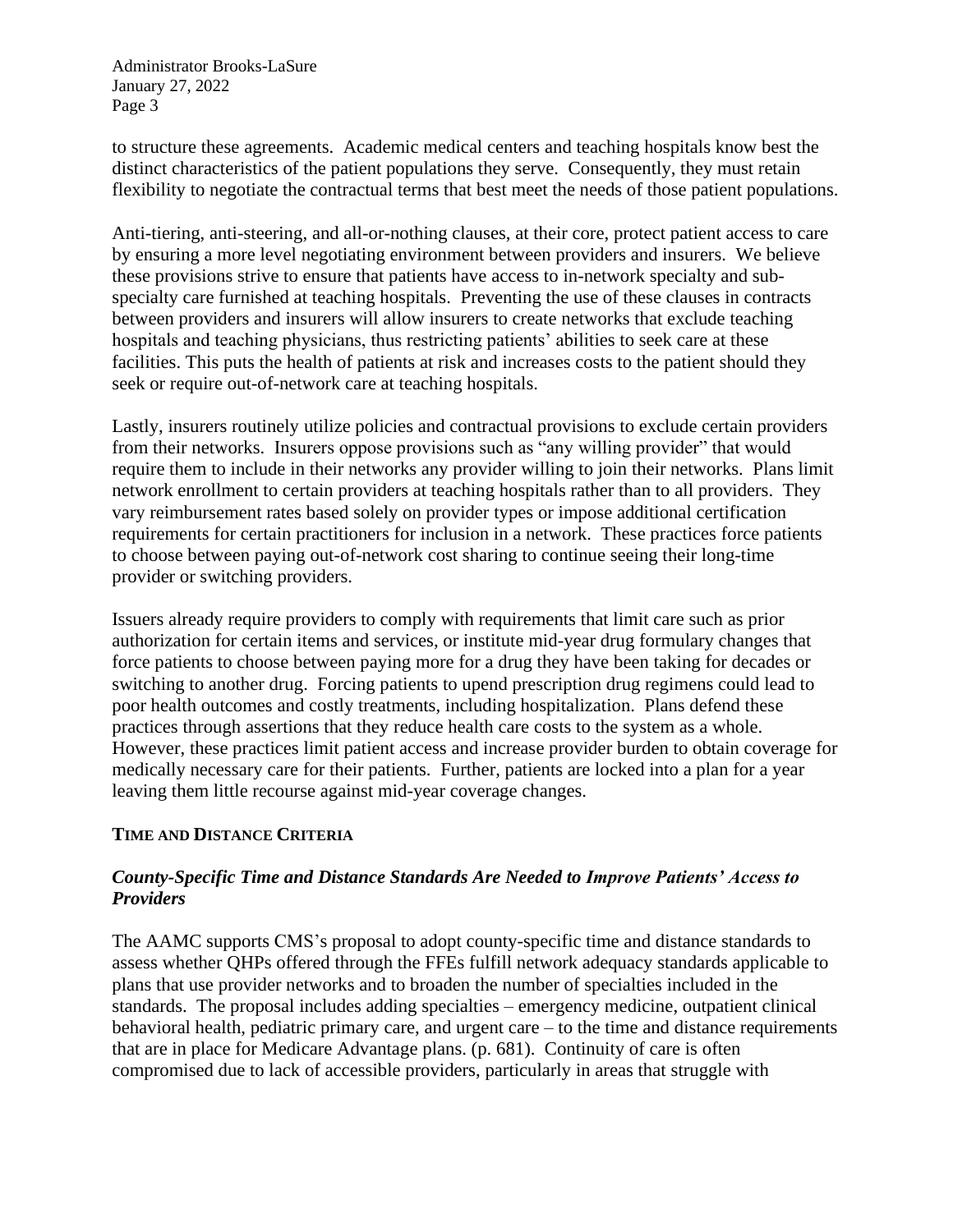to structure these agreements. Academic medical centers and teaching hospitals know best the distinct characteristics of the patient populations they serve. Consequently, they must retain flexibility to negotiate the contractual terms that best meet the needs of those patient populations.

Anti-tiering, anti-steering, and all-or-nothing clauses, at their core, protect patient access to care by ensuring a more level negotiating environment between providers and insurers. We believe these provisions strive to ensure that patients have access to in-network specialty and sub-specialty care furnished at teaching hospitals. Preventing the use of these clauses in contracts between providers and insurers will allow insurers to create networks that exclude teaching hospitals and teaching physicians, thus restricting patients' abilities to seek care at these facilities. This puts the health of patients at risk and increases costs to the patient should they seek or require out-of-network care at teaching hospitals.

Lastly, insurers routinely utilize policies and contractual provisions to exclude certain providers from their networks. Insurers oppose provisions such as "any willing provider" that would require them to include in their networks any provider willing to join their networks. Plans limit network enrollment to certain providers at teaching hospitals rather than to all providers. They vary reimbursement rates based solely on provider types or impose additional certification requirements for certain practitioners for inclusion in a network. These practices force patients to choose between paying out-of-network cost sharing to continue seeing their long-time provider or switching providers.

Issuers already require providers to comply with requirements that limit care such as prior authorization for certain items and services, or institute mid-year drug formulary changes that force patients to choose between paying more for a drug they have been taking for decades or switching to another drug. Forcing patients to upend prescription drug regimens could lead to poor health outcomes and costly treatments, including hospitalization. Plans defend these practices through assertions that they reduce health care costs to the system as a whole. However, these practices limit patient access and increase provider burden to obtain coverage for medically necessary care for their patients. Further, patients are locked into a plan for a year leaving them little recourse against mid-year coverage changes.

## TIME AND DISTANCE CRITERIA

### *County-Specific Time and Distance Standards Are Needed to Improve Patients' Access to Providers*

The AAMC supports CMS's proposal to adopt county-specific time and distance standards to assess whether QHPs offered through the FFEs fulfill network adequacy standards applicable to plans that use provider networks and to broaden the number of specialties included in the standards. The proposal includes adding specialties – emergency medicine, outpatient clinical behavioral health, pediatric primary care, and urgent care – to the time and distance requirements that are in place for Medicare Advantage plans. (p. 681). Continuity of care is often compromised due to lack of accessible providers, particularly in areas that struggle with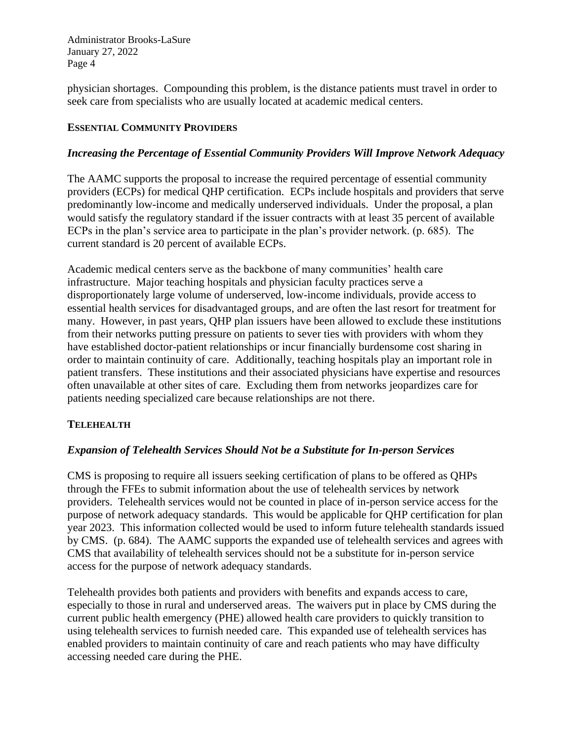physician shortages. Compounding this problem, is the distance patients must travel in order to seek care from specialists who are usually located at academic medical centers.

## ESSENTIAL COMMUNITY PROVIDERS

### *Increasing the Percentage of Essential Community Providers Will Improve Network Adequacy*

The AAMC supports the proposal to increase the required percentage of essential community providers (ECPs) for medical QHP certification. ECPs include hospitals and providers that serve predominantly low-income and medically underserved individuals. Under the proposal, a plan would satisfy the regulatory standard if the issuer contracts with at least 35 percent of available ECPs in the plan's service area to participate in the plan's provider network. (p. 685). The current standard is 20 percent of available ECPs.

Academic medical centers serve as the backbone of many communities' health care infrastructure. Major teaching hospitals and physician faculty practices serve a disproportionately large volume of underserved, low-income individuals, provide access to essential health services for disadvantaged groups, and are often the last resort for treatment for many. However, in past years, QHP plan issuers have been allowed to exclude these institutions from their networks putting pressure on patients to sever ties with providers with whom they have established doctor-patient relationships or incur financially burdensome cost sharing in order to maintain continuity of care. Additionally, teaching hospitals play an important role in patient transfers. These institutions and their associated physicians have expertise and resources often unavailable at other sites of care. Excluding them from networks jeopardizes care for patients needing specialized care because relationships are not there.

## TELEHEALTH

### *Expansion of Telehealth Services Should Not be a Substitute for In-person Services*

CMS is proposing to require all issuers seeking certification of plans to be offered as QHPs through the FFEs to submit information about the use of telehealth services by network providers. Telehealth services would not be counted in place of in-person service access for the purpose of network adequacy standards. This would be applicable for QHP certification for plan year 2023. This information collected would be used to inform future telehealth standards issued by CMS. (p. 684). The AAMC supports the expanded use of telehealth services and agrees with CMS that availability of telehealth services should not be a substitute for in-person service access for the purpose of network adequacy standards.

Telehealth provides both patients and providers with benefits and expands access to care, especially to those in rural and underserved areas. The waivers put in place by CMS during the current public health emergency (PHE) allowed health care providers to quickly transition to using telehealth services to furnish needed care. This expanded use of telehealth services has enabled providers to maintain continuity of care and reach patients who may have difficulty accessing needed care during the PHE.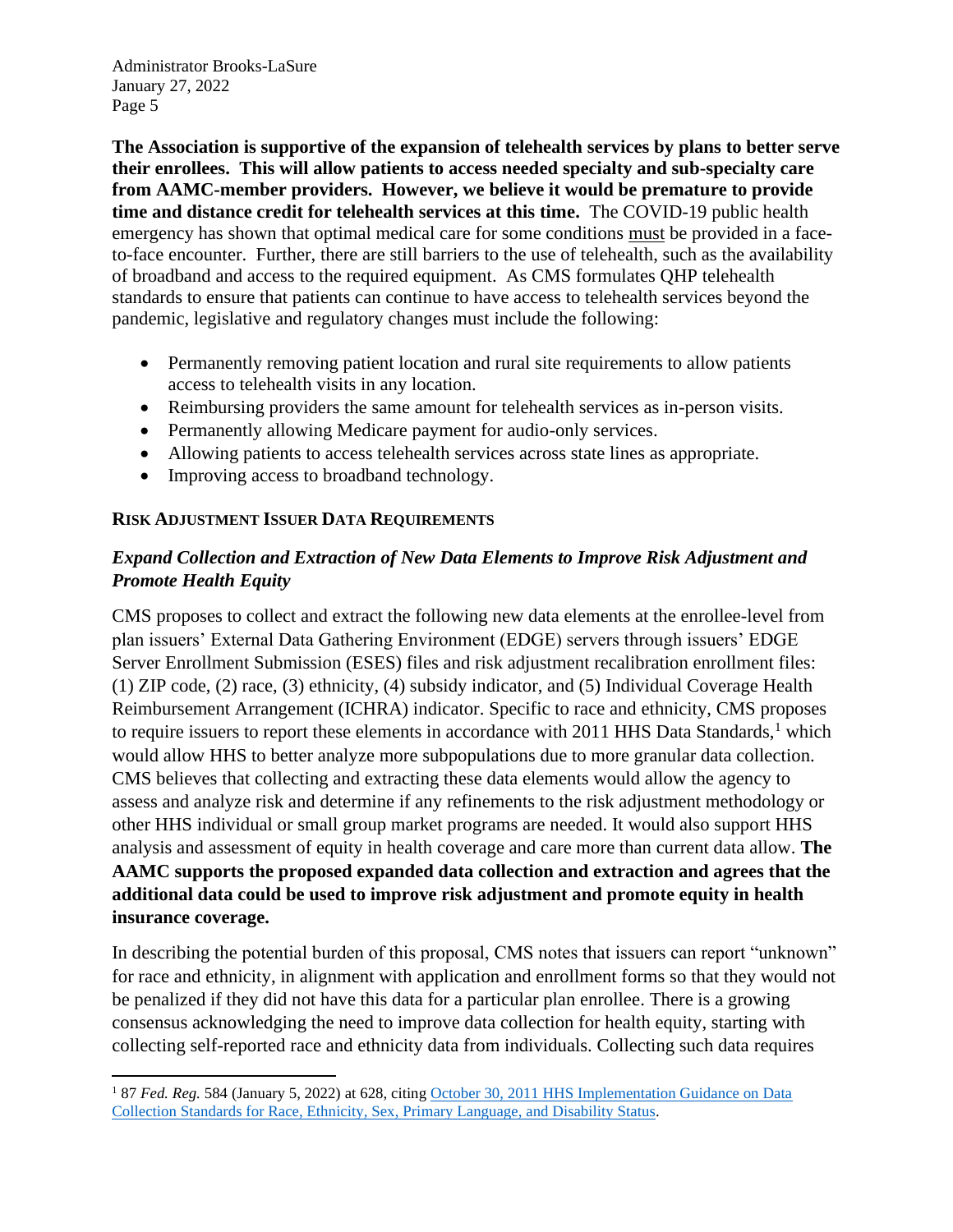**The Association is supportive of the expansion of telehealth services by plans to better serve their enrollees. This will allow patients to access needed specialty and sub-specialty care from AAMC-member providers. However, we believe it would be premature to provide time and distance credit for telehealth services at this time.** The COVID-19 public health emergency has shown that optimal medical care for some conditions must be provided in a face-to-face encounter. Further, there are still barriers to the use of telehealth, such as the availability of broadband and access to the required equipment. As CMS formulates QHP telehealth standards to ensure that patients can continue to have access to telehealth services beyond the pandemic, legislative and regulatory changes must include the following:

- Permanently removing patient location and rural site requirements to allow patients access to telehealth visits in any location.
- Reimbursing providers the same amount for telehealth services as in-person visits.
- Permanently allowing Medicare payment for audio-only services.
- Allowing patients to access telehealth services across state lines as appropriate.
- Improving access to broadband technology.

## RISK ADJUSTMENT ISSUER DATA REQUIREMENTS

### *Expand Collection and Extraction of New Data Elements to Improve Risk Adjustment and Promote Health Equity*

CMS proposes to collect and extract the following new data elements at the enrollee-level from plan issuers' External Data Gathering Environment (EDGE) servers through issuers' EDGE Server Enrollment Submission (ESES) files and risk adjustment recalibration enrollment files: (1) ZIP code, (2) race, (3) ethnicity, (4) subsidy indicator, and (5) Individual Coverage Health Reimbursement Arrangement (ICHRA) indicator. Specific to race and ethnicity, CMS proposes to require issuers to report these elements in accordance with 2011 HHS Data Standards,[1] which would allow HHS to better analyze more subpopulations due to more granular data collection. CMS believes that collecting and extracting these data elements would allow the agency to assess and analyze risk and determine if any refinements to the risk adjustment methodology or other HHS individual or small group market programs are needed. It would also support HHS analysis and assessment of equity in health coverage and care more than current data allow. **The AAMC supports the proposed expanded data collection and extraction and agrees that the additional data could be used to improve risk adjustment and promote equity in health insurance coverage.**

In describing the potential burden of this proposal, CMS notes that issuers can report "unknown" for race and ethnicity, in alignment with application and enrollment forms so that they would not be penalized if they did not have this data for a particular plan enrollee. There is a growing consensus acknowledging the need to improve data collection for health equity, starting with collecting self-reported race and ethnicity data from individuals. Collecting such data requires

---

[1] 87 *Fed. Reg.* 584 (January 5, 2022) at 628, citing October 30, 2011 HHS Implementation Guidance on Data Collection Standards for Race, Ethnicity, Sex, Primary Language, and Disability Status.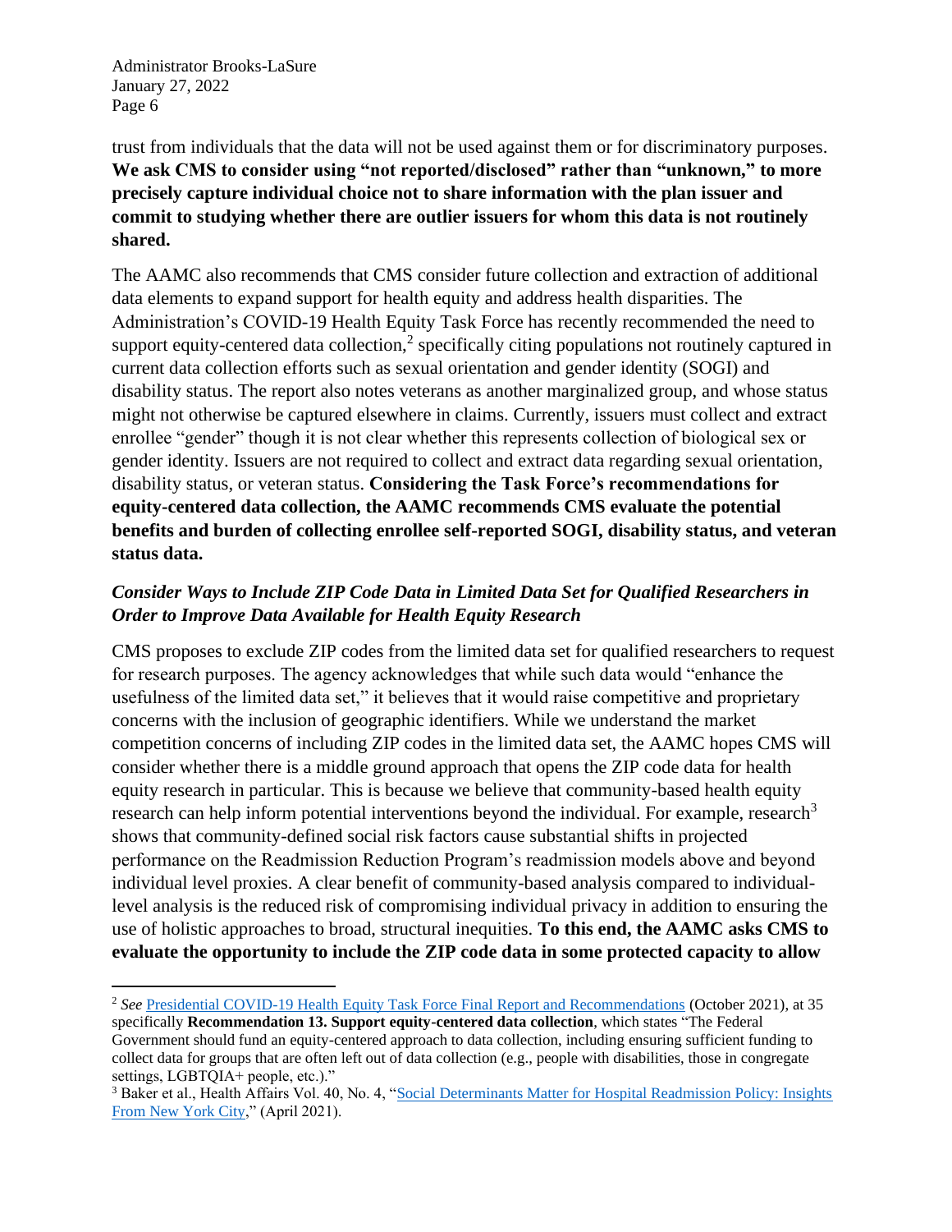trust from individuals that the data will not be used against them or for discriminatory purposes. **We ask CMS to consider using "not reported/disclosed" rather than "unknown," to more precisely capture individual choice not to share information with the plan issuer and commit to studying whether there are outlier issuers for whom this data is not routinely shared.**

The AAMC also recommends that CMS consider future collection and extraction of additional data elements to expand support for health equity and address health disparities. The Administration's COVID-19 Health Equity Task Force has recently recommended the need to support equity-centered data collection,[2] specifically citing populations not routinely captured in current data collection efforts such as sexual orientation and gender identity (SOGI) and disability status. The report also notes veterans as another marginalized group, and whose status might not otherwise be captured elsewhere in claims. Currently, issuers must collect and extract enrollee "gender" though it is not clear whether this represents collection of biological sex or gender identity. Issuers are not required to collect and extract data regarding sexual orientation, disability status, or veteran status. **Considering the Task Force's recommendations for equity-centered data collection, the AAMC recommends CMS evaluate the potential benefits and burden of collecting enrollee self-reported SOGI, disability status, and veteran status data.**

***Consider Ways to Include ZIP Code Data in Limited Data Set for Qualified Researchers in Order to Improve Data Available for Health Equity Research***

CMS proposes to exclude ZIP codes from the limited data set for qualified researchers to request for research purposes. The agency acknowledges that while such data would "enhance the usefulness of the limited data set," it believes that it would raise competitive and proprietary concerns with the inclusion of geographic identifiers. While we understand the market competition concerns of including ZIP codes in the limited data set, the AAMC hopes CMS will consider whether there is a middle ground approach that opens the ZIP code data for health equity research in particular. This is because we believe that community-based health equity research can help inform potential interventions beyond the individual. For example, research[3] shows that community-defined social risk factors cause substantial shifts in projected performance on the Readmission Reduction Program's readmission models above and beyond individual level proxies. A clear benefit of community-based analysis compared to individual-level analysis is the reduced risk of compromising individual privacy in addition to ensuring the use of holistic approaches to broad, structural inequities. **To this end, the AAMC asks CMS to evaluate the opportunity to include the ZIP code data in some protected capacity to allow**

---

[2] *See* Presidential COVID-19 Health Equity Task Force Final Report and Recommendations (October 2021), at 35 specifically **Recommendation 13. Support equity-centered data collection**, which states "The Federal Government should fund an equity-centered approach to data collection, including ensuring sufficient funding to collect data for groups that are often left out of data collection (e.g., people with disabilities, those in congregate settings, LGBTQIA+ people, etc.)."

[3] Baker et al., Health Affairs Vol. 40, No. 4, "Social Determinants Matter for Hospital Readmission Policy: Insights From New York City," (April 2021).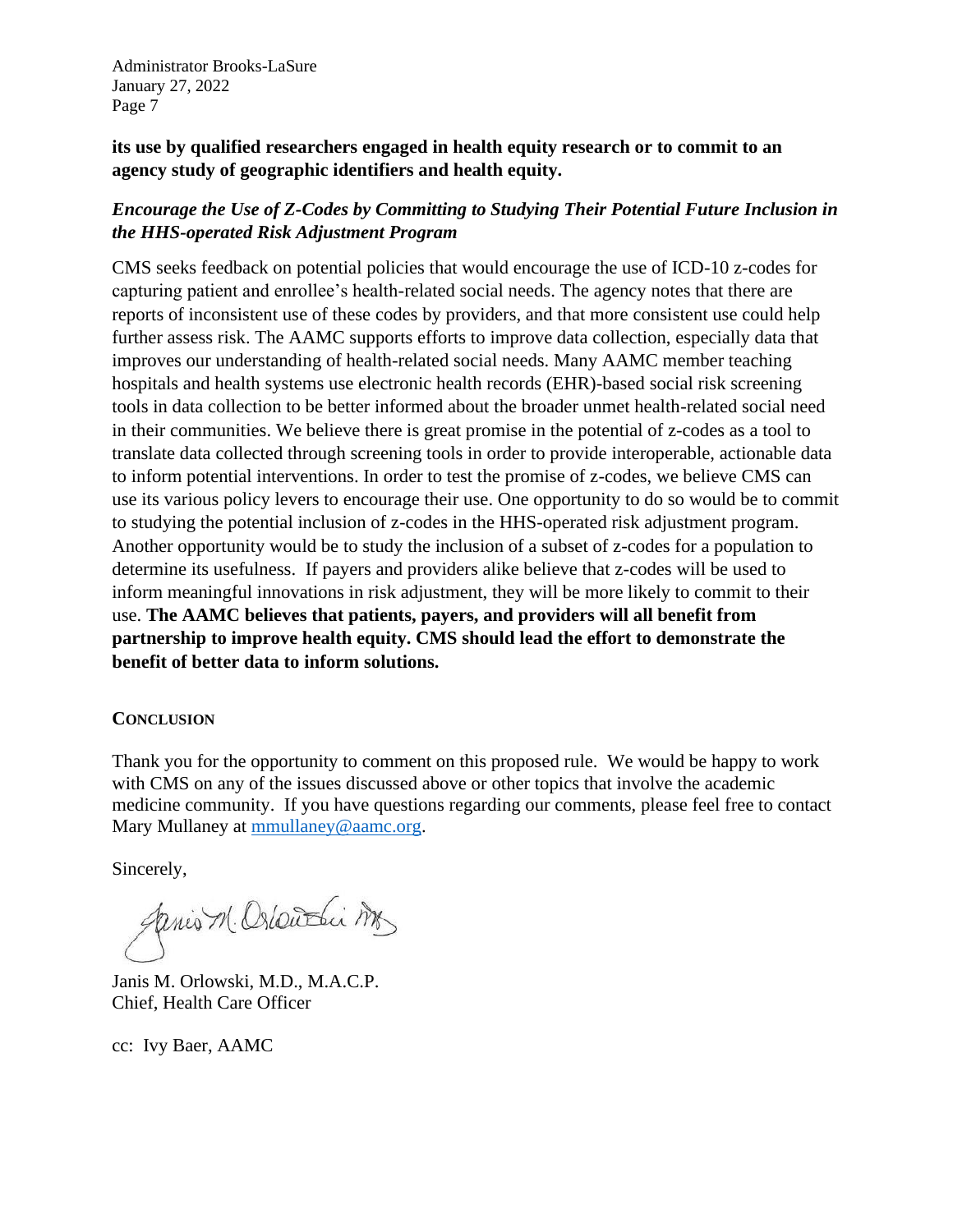**its use by qualified researchers engaged in health equity research or to commit to an agency study of geographic identifiers and health equity.**

### *Encourage the Use of Z-Codes by Committing to Studying Their Potential Future Inclusion in the HHS-operated Risk Adjustment Program*

CMS seeks feedback on potential policies that would encourage the use of ICD-10 z-codes for capturing patient and enrollee's health-related social needs. The agency notes that there are reports of inconsistent use of these codes by providers, and that more consistent use could help further assess risk. The AAMC supports efforts to improve data collection, especially data that improves our understanding of health-related social needs. Many AAMC member teaching hospitals and health systems use electronic health records (EHR)-based social risk screening tools in data collection to be better informed about the broader unmet health-related social need in their communities. We believe there is great promise in the potential of z-codes as a tool to translate data collected through screening tools in order to provide interoperable, actionable data to inform potential interventions. In order to test the promise of z-codes, we believe CMS can use its various policy levers to encourage their use. One opportunity to do so would be to commit to studying the potential inclusion of z-codes in the HHS-operated risk adjustment program. Another opportunity would be to study the inclusion of a subset of z-codes for a population to determine its usefulness. If payers and providers alike believe that z-codes will be used to inform meaningful innovations in risk adjustment, they will be more likely to commit to their use. **The AAMC believes that patients, payers, and providers will all benefit from partnership to improve health equity. CMS should lead the effort to demonstrate the benefit of better data to inform solutions.**

## CONCLUSION

Thank you for the opportunity to comment on this proposed rule. We would be happy to work with CMS on any of the issues discussed above or other topics that involve the academic medicine community. If you have questions regarding our comments, please feel free to contact Mary Mullaney at mmullaney@aamc.org.

Sincerely,

Janis M. Orlowski MD

Janis M. Orlowski, M.D., M.A.C.P.
Chief, Health Care Officer

cc: Ivy Baer, AAMC